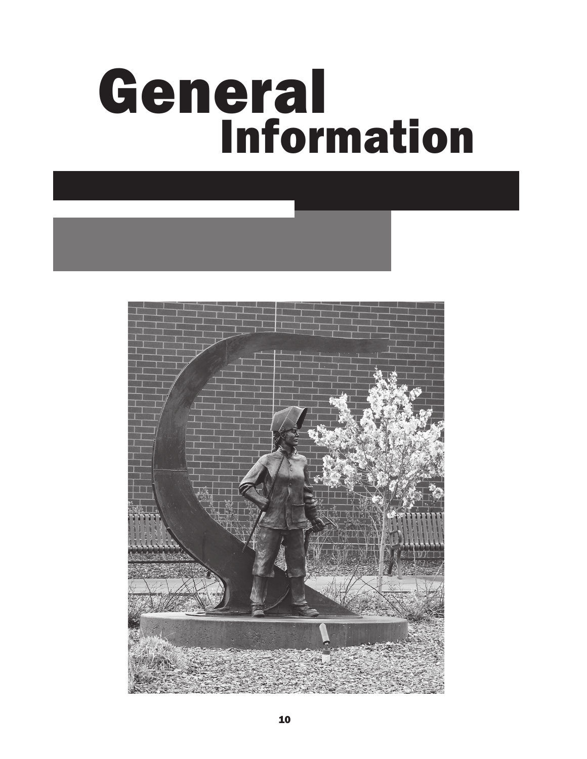# General Information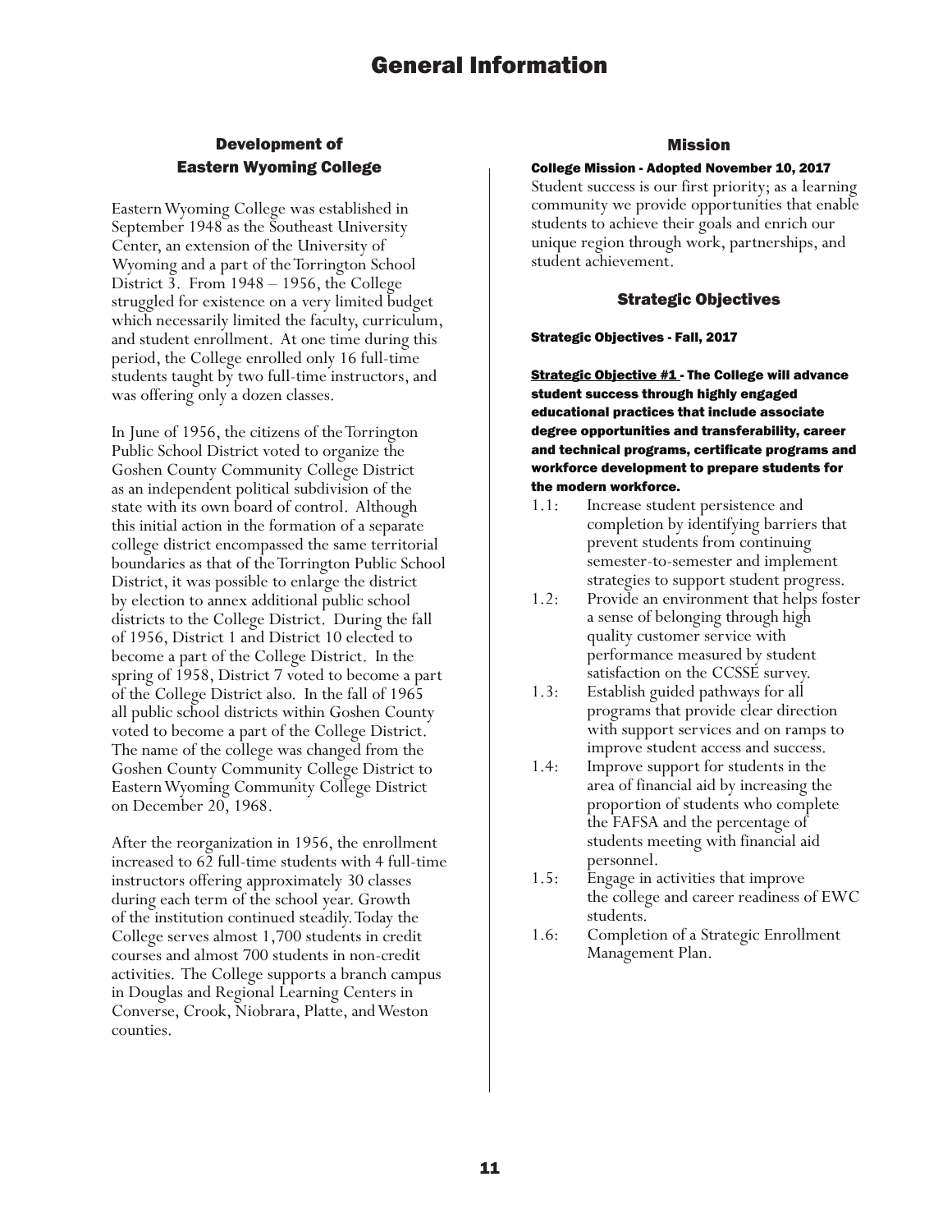# General Information

## Development of Eastern Wyoming College

Eastern Wyoming College was established in September 1948 as the Southeast University Center, an extension of the University of Wyoming and a part of the Torrington School District 3. From 1948 – 1956, the College struggled for existence on a very limited budget which necessarily limited the faculty, curriculum, and student enrollment. At one time during this period, the College enrolled only 16 full-time students taught by two full-time instructors, and was offering only a dozen classes.

In June of 1956, the citizens of the Torrington Public School District voted to organize the Goshen County Community College District as an independent political subdivision of the state with its own board of control. Although this initial action in the formation of a separate college district encompassed the same territorial boundaries as that of the Torrington Public School District, it was possible to enlarge the district by election to annex additional public school districts to the College District. During the fall of 1956, District 1 and District 10 elected to become a part of the College District. In the spring of 1958, District 7 voted to become a part of the College District also. In the fall of 1965 all public school districts within Goshen County voted to become a part of the College District. The name of the college was changed from the Goshen County Community College District to Eastern Wyoming Community College District on December 20, 1968.

After the reorganization in 1956, the enrollment increased to 62 full-time students with 4 full-time instructors offering approximately 30 classes during each term of the school year. Growth of the institution continued steadily. Today the College serves almost 1,700 students in credit courses and almost 700 students in non-credit activities. The College supports a branch campus in Douglas and Regional Learning Centers in Converse, Crook, Niobrara, Platte, and Weston counties.

## Mission

**College Mission - Adopted November 10, 2017**

Student success is our first priority; as a learning community we provide opportunities that enable students to achieve their goals and enrich our unique region through work, partnerships, and student achievement.

## Strategic Objectives

**Strategic Objectives - Fall, 2017**

**Strategic Objective #1 - The College will advance student success through highly engaged educational practices that include associate degree opportunities and transferability, career and technical programs, certificate programs and workforce development to prepare students for the modern workforce.**

- 1.1: Increase student persistence and completion by identifying barriers that prevent students from continuing semester-to-semester and implement strategies to support student progress.
- 1.2: Provide an environment that helps foster a sense of belonging through high quality customer service with performance measured by student satisfaction on the CCSSE survey.
- 1.3: Establish guided pathways for all programs that provide clear direction with support services and on ramps to improve student access and success.
- 1.4: Improve support for students in the area of financial aid by increasing the proportion of students who complete the FAFSA and the percentage of students meeting with financial aid personnel.
- 1.5: Engage in activities that improve the college and career readiness of EWC students.
- 1.6: Completion of a Strategic Enrollment Management Plan.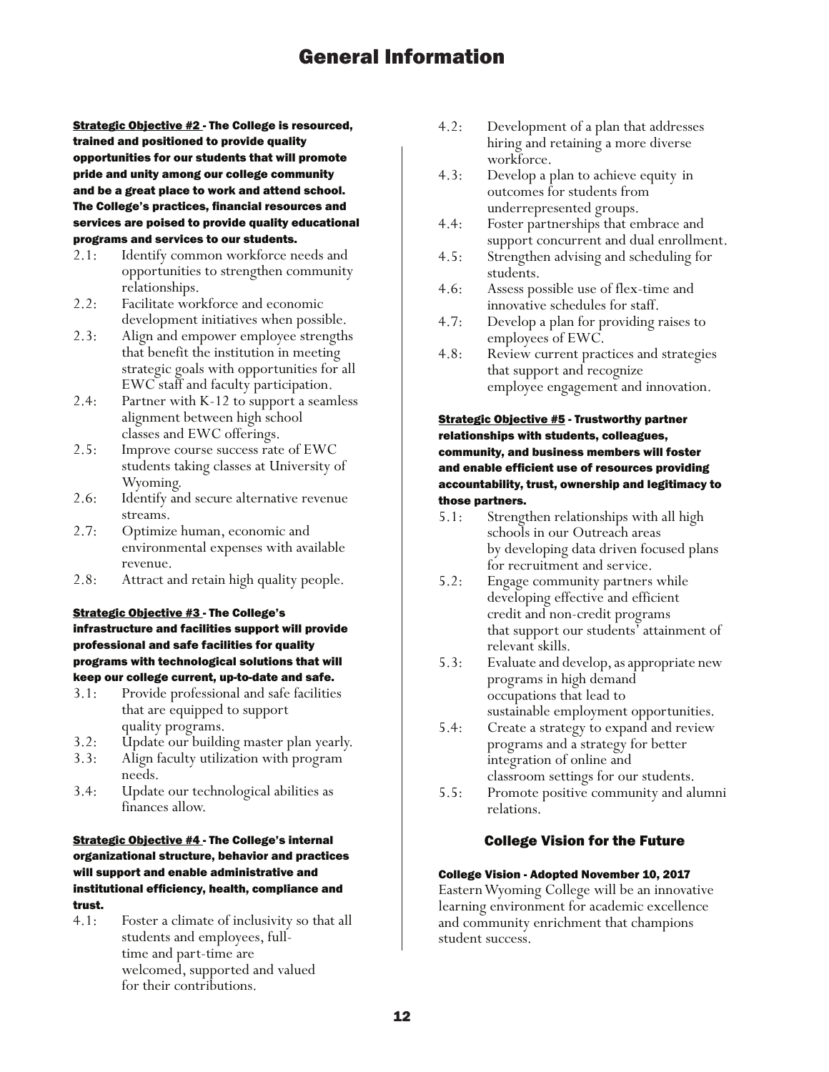# General Information

**Strategic Objective #2 - The College is resourced, trained and positioned to provide quality opportunities for our students that will promote pride and unity among our college community and be a great place to work and attend school. The College's practices, financial resources and services are poised to provide quality educational programs and services to our students.**

- 2.1: Identify common workforce needs and opportunities to strengthen community relationships.
- 2.2: Facilitate workforce and economic development initiatives when possible.
- 2.3: Align and empower employee strengths that benefit the institution in meeting strategic goals with opportunities for all EWC staff and faculty participation.
- 2.4: Partner with K-12 to support a seamless alignment between high school classes and EWC offerings.
- 2.5: Improve course success rate of EWC students taking classes at University of Wyoming.
- 2.6: Identify and secure alternative revenue streams.
- 2.7: Optimize human, economic and environmental expenses with available revenue.
- 2.8: Attract and retain high quality people.

**Strategic Objective #3 - The College's infrastructure and facilities support will provide professional and safe facilities for quality programs with technological solutions that will keep our college current, up-to-date and safe.**

- 3.1: Provide professional and safe facilities that are equipped to support quality programs.
- 3.2: Update our building master plan yearly.
- 3.3: Align faculty utilization with program needs.
- 3.4: Update our technological abilities as finances allow.

**Strategic Objective #4 - The College's internal organizational structure, behavior and practices will support and enable administrative and institutional efficiency, health, compliance and trust.**

- 4.1: Foster a climate of inclusivity so that all students and employees, full-time and part-time are welcomed, supported and valued for their contributions.
- 4.2: Development of a plan that addresses hiring and retaining a more diverse workforce.
- 4.3: Develop a plan to achieve equity in outcomes for students from underrepresented groups.
- 4.4: Foster partnerships that embrace and support concurrent and dual enrollment.
- 4.5: Strengthen advising and scheduling for students.
- 4.6: Assess possible use of flex-time and innovative schedules for staff.
- 4.7: Develop a plan for providing raises to employees of EWC.
- 4.8: Review current practices and strategies that support and recognize employee engagement and innovation.

**Strategic Objective #5 - Trustworthy partner relationships with students, colleagues, community, and business members will foster and enable efficient use of resources providing accountability, trust, ownership and legitimacy to those partners.**

- 5.1: Strengthen relationships with all high schools in our Outreach areas by developing data driven focused plans for recruitment and service.
- 5.2: Engage community partners while developing effective and efficient credit and non-credit programs that support our students' attainment of relevant skills.
- 5.3: Evaluate and develop, as appropriate new programs in high demand occupations that lead to sustainable employment opportunities.
- 5.4: Create a strategy to expand and review programs and a strategy for better integration of online and classroom settings for our students.
- 5.5: Promote positive community and alumni relations.

## College Vision for the Future

**College Vision - Adopted November 10, 2017**

Eastern Wyoming College will be an innovative learning environment for academic excellence and community enrichment that champions student success.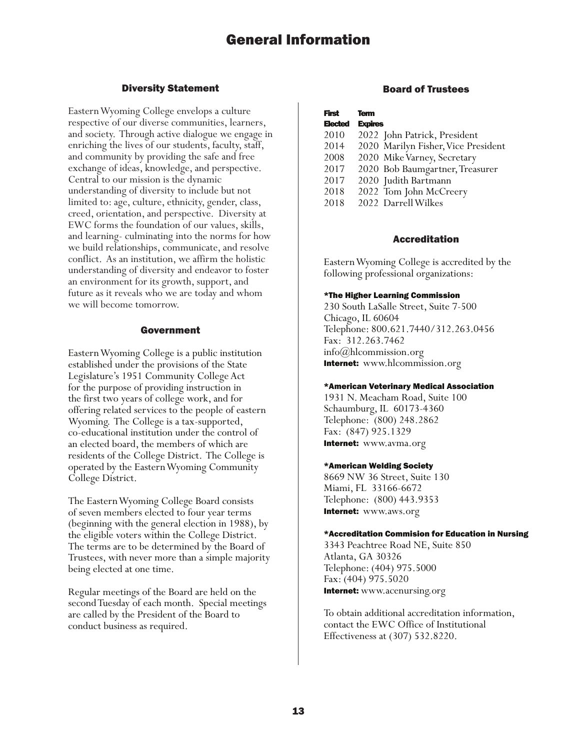# General Information

## Diversity Statement

Eastern Wyoming College envelops a culture respective of our diverse communities, learners, and society. Through active dialogue we engage in enriching the lives of our students, faculty, staff, and community by providing the safe and free exchange of ideas, knowledge, and perspective. Central to our mission is the dynamic understanding of diversity to include but not limited to: age, culture, ethnicity, gender, class, creed, orientation, and perspective. Diversity at EWC forms the foundation of our values, skills, and learning- culminating into the norms for how we build relationships, communicate, and resolve conflict. As an institution, we affirm the holistic understanding of diversity and endeavor to foster an environment for its growth, support, and future as it reveals who we are today and whom we will become tomorrow.

## Government

Eastern Wyoming College is a public institution established under the provisions of the State Legislature's 1951 Community College Act for the purpose of providing instruction in the first two years of college work, and for offering related services to the people of eastern Wyoming. The College is a tax-supported, co-educational institution under the control of an elected board, the members of which are residents of the College District. The College is operated by the Eastern Wyoming Community College District.

The Eastern Wyoming College Board consists of seven members elected to four year terms (beginning with the general election in 1988), by the eligible voters within the College District. The terms are to be determined by the Board of Trustees, with never more than a simple majority being elected at one time.

Regular meetings of the Board are held on the second Tuesday of each month. Special meetings are called by the President of the Board to conduct business as required.

## Board of Trustees

| First Elected | Term Expires | |
|---|---|---|
| 2010 | 2022 | John Patrick, President |
| 2014 | 2020 | Marilyn Fisher, Vice President |
| 2008 | 2020 | Mike Varney, Secretary |
| 2017 | 2020 | Bob Baumgartner, Treasurer |
| 2017 | 2020 | Judith Bartmann |
| 2018 | 2022 | Tom John McCreery |
| 2018 | 2022 | Darrell Wilkes |

## Accreditation

Eastern Wyoming College is accredited by the following professional organizations:

**\*The Higher Learning Commission**
230 South LaSalle Street, Suite 7-500
Chicago, IL 60604
Telephone: 800.621.7440/312.263.0456
Fax: 312.263.7462
info@hlcommission.org
**Internet:** www.hlcommission.org

**\*American Veterinary Medical Association**
1931 N. Meacham Road, Suite 100
Schaumburg, IL 60173-4360
Telephone: (800) 248.2862
Fax: (847) 925.1329
**Internet:** www.avma.org

**\*American Welding Society**
8669 NW 36 Street, Suite 130
Miami, FL 33166-6672
Telephone: (800) 443.9353
**Internet:** www.aws.org

**\*Accreditation Commision for Education in Nursing**
3343 Peachtree Road NE, Suite 850
Atlanta, GA 30326
Telephone: (404) 975.5000
Fax: (404) 975.5020
**Internet:** www.acenursing.org

To obtain additional accreditation information, contact the EWC Office of Institutional Effectiveness at (307) 532.8220.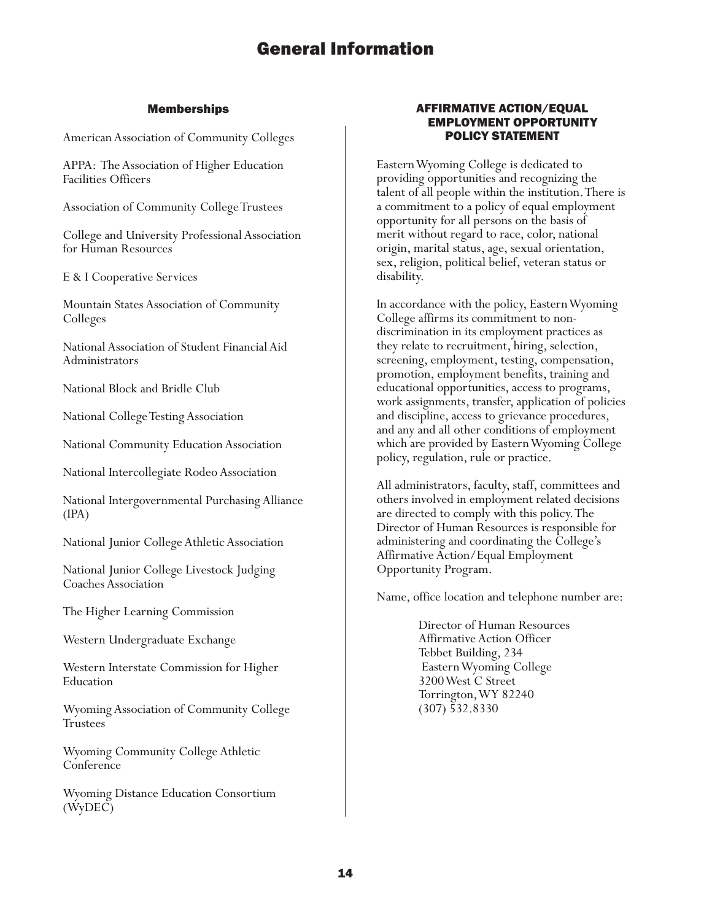# General Information

## Memberships

American Association of Community Colleges

APPA: The Association of Higher Education Facilities Officers

Association of Community College Trustees

College and University Professional Association for Human Resources

E & I Cooperative Services

Mountain States Association of Community Colleges

National Association of Student Financial Aid Administrators

National Block and Bridle Club

National College Testing Association

National Community Education Association

National Intercollegiate Rodeo Association

National Intergovernmental Purchasing Alliance (IPA)

National Junior College Athletic Association

National Junior College Livestock Judging Coaches Association

The Higher Learning Commission

Western Undergraduate Exchange

Western Interstate Commission for Higher Education

Wyoming Association of Community College Trustees

Wyoming Community College Athletic Conference

Wyoming Distance Education Consortium (WyDEC)

## AFFIRMATIVE ACTION/EQUAL EMPLOYMENT OPPORTUNITY POLICY STATEMENT

Eastern Wyoming College is dedicated to providing opportunities and recognizing the talent of all people within the institution. There is a commitment to a policy of equal employment opportunity for all persons on the basis of merit without regard to race, color, national origin, marital status, age, sexual orientation, sex, religion, political belief, veteran status or disability.

In accordance with the policy, Eastern Wyoming College affirms its commitment to non-discrimination in its employment practices as they relate to recruitment, hiring, selection, screening, employment, testing, compensation, promotion, employment benefits, training and educational opportunities, access to programs, work assignments, transfer, application of policies and discipline, access to grievance procedures, and any and all other conditions of employment which are provided by Eastern Wyoming College policy, regulation, rule or practice.

All administrators, faculty, staff, committees and others involved in employment related decisions are directed to comply with this policy. The Director of Human Resources is responsible for administering and coordinating the College's Affirmative Action/Equal Employment Opportunity Program.

Name, office location and telephone number are:

Director of Human Resources
Affirmative Action Officer
Tebbet Building, 234
Eastern Wyoming College
3200 West C Street
Torrington, WY 82240
(307) 532.8330